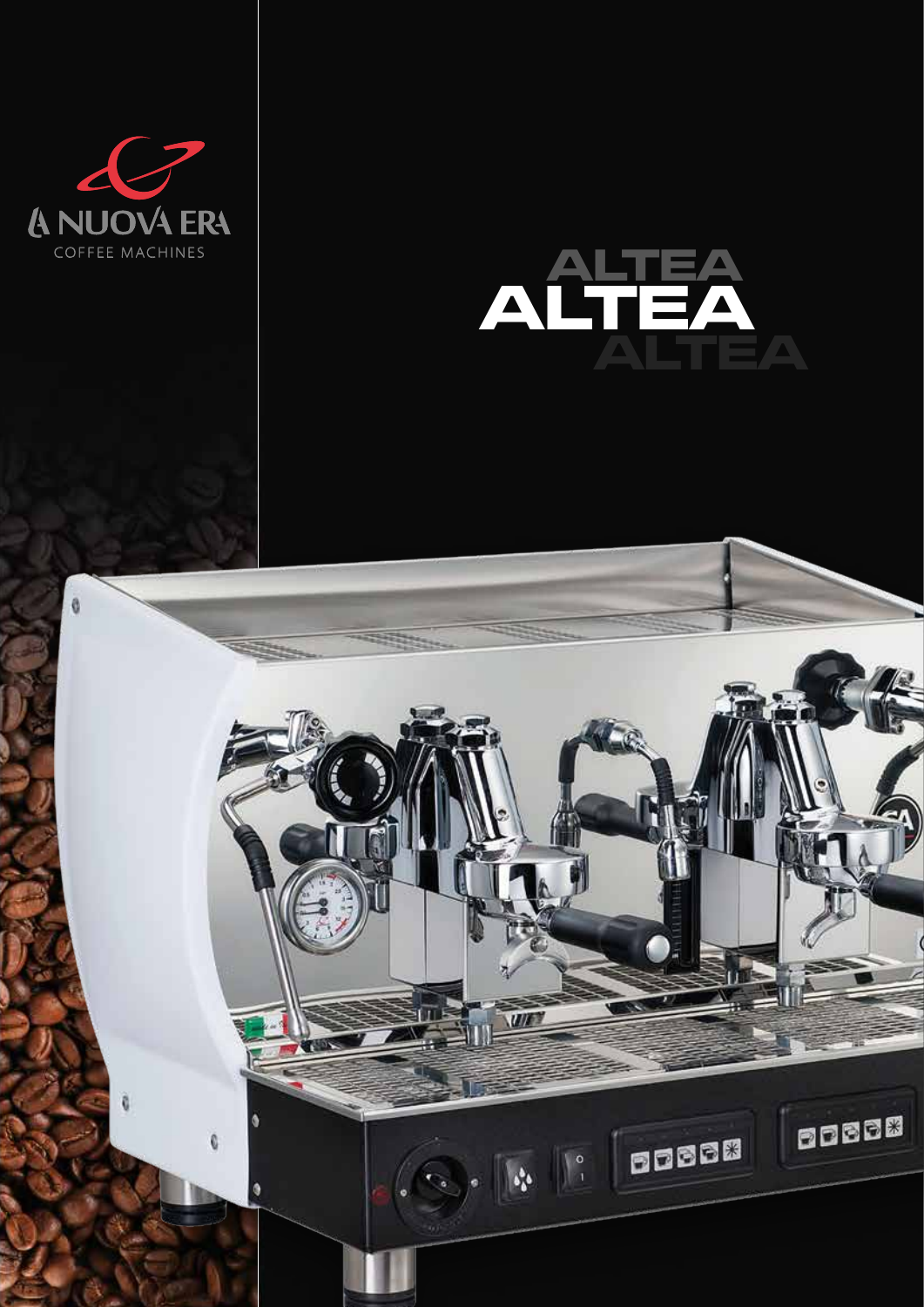LA NUOVA ERA

COFFEE MACHINES

# ALTEA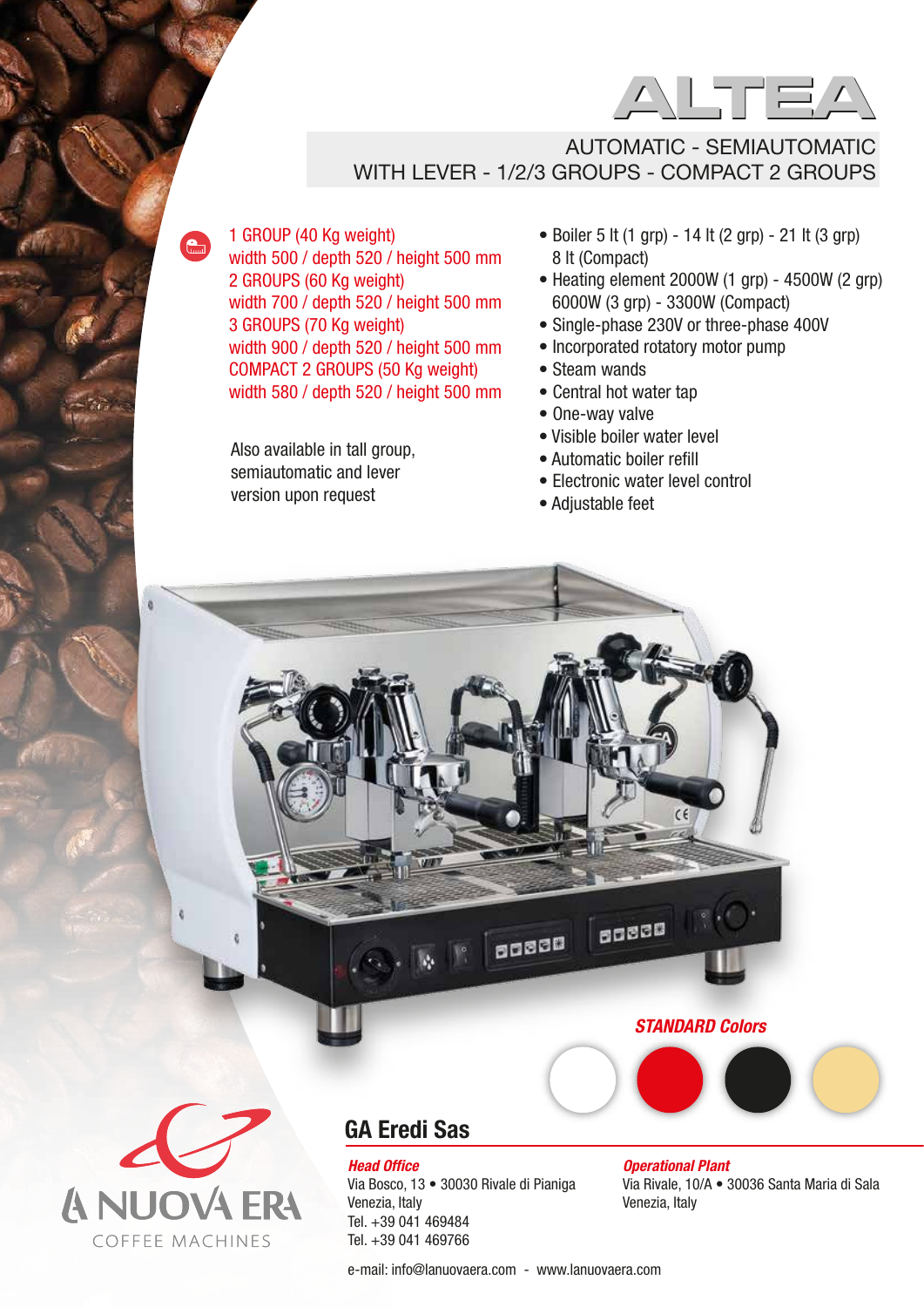# ALTEA

AUTOMATIC - SEMIAUTOMATIC
WITH LEVER - 1/2/3 GROUPS - COMPACT 2 GROUPS

1 GROUP (40 Kg weight)
width 500 / depth 520 / height 500 mm
2 GROUPS (60 Kg weight)
width 700 / depth 520 / height 500 mm
3 GROUPS (70 Kg weight)
width 900 / depth 520 / height 500 mm
COMPACT 2 GROUPS (50 Kg weight)
width 580 / depth 520 / height 500 mm

Also available in tall group, semiautomatic and lever version upon request

- Boiler 5 lt (1 grp) - 14 lt (2 grp) - 21 lt (3 grp) 8 lt (Compact)
- Heating element 2000W (1 grp) - 4500W (2 grp) 6000W (3 grp) - 3300W (Compact)
- Single-phase 230V or three-phase 400V
- Incorporated rotatory motor pump
- Steam wands
- Central hot water tap
- One-way valve
- Visible boiler water level
- Automatic boiler refill
- Electronic water level control
- Adjustable feet

*STANDARD Colors*

LA NUOVA ERA
COFFEE MACHINES

## GA Eredi Sas

***Head Office***
Via Bosco, 13 • 30030 Rivale di Pianiga
Venezia, Italy
Tel. +39 041 469484
Tel. +39 041 469766

***Operational Plant***
Via Rivale, 10/A • 30036 Santa Maria di Sala
Venezia, Italy

e-mail: info@lanuovaera.com - www.lanuovaera.com